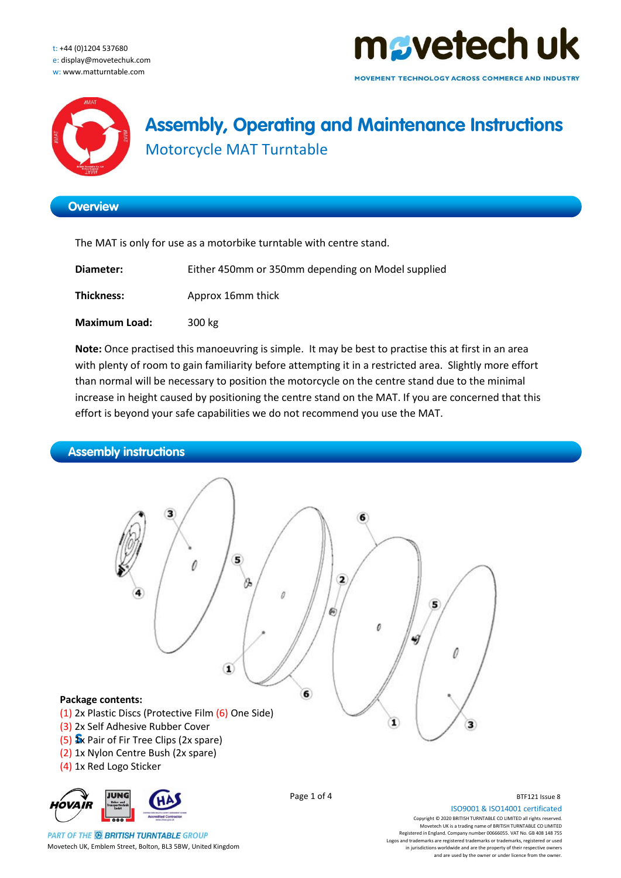t: +44 (0)1204 537680
e: display@movetechuk.com
w: www.matturntable.com

movetech uk

MOVEMENT TECHNOLOGY ACROSS COMMERCE AND INDUSTRY

# Assembly, Operating and Maintenance Instructions

## Motorcycle MAT Turntable

## Overview

The MAT is only for use as a motorbike turntable with centre stand.

| | |
|---|---|
| **Diameter:** | Either 450mm or 350mm depending on Model supplied |
| **Thickness:** | Approx 16mm thick |
| **Maximum Load:** | 300 kg |

**Note:** Once practised this manoeuvring is simple. It may be best to practise this at first in an area with plenty of room to gain familiarity before attempting it in a restricted area. Slightly more effort than normal will be necessary to position the motorcycle on the centre stand due to the minimal increase in height caused by positioning the centre stand on the MAT. If you are concerned that this effort is beyond your safe capabilities we do not recommend you use the MAT.

## Assembly instructions

**Package contents:**
(1) 2x Plastic Discs (Protective Film (6) One Side)
(3) 2x Self Adhesive Rubber Cover
(5) 5x Pair of Fir Tree Clips (2x spare)
(2) 1x Nylon Centre Bush (2x spare)
(4) 1x Red Logo Sticker

PART OF THE BRITISH TURNTABLE GROUP
Movetech UK, Emblem Street, Bolton, BL3 5BW, United Kingdom

BTF121 Issue 8
ISO9001 & ISO14001 certificated
Copyright © 2020 BRITISH TURNTABLE CO LIMITED all rights reserved.
Movetech UK is a trading name of BRITISH TURNTABLE CO LIMITED
Registered in England. Company number 00666055. VAT No. GB 408 148 755
Logos and trademarks are registered trademarks or trademarks, registered or used in jurisdictions worldwide and are the property of their respective owners and are used by the owner or under licence from the owner.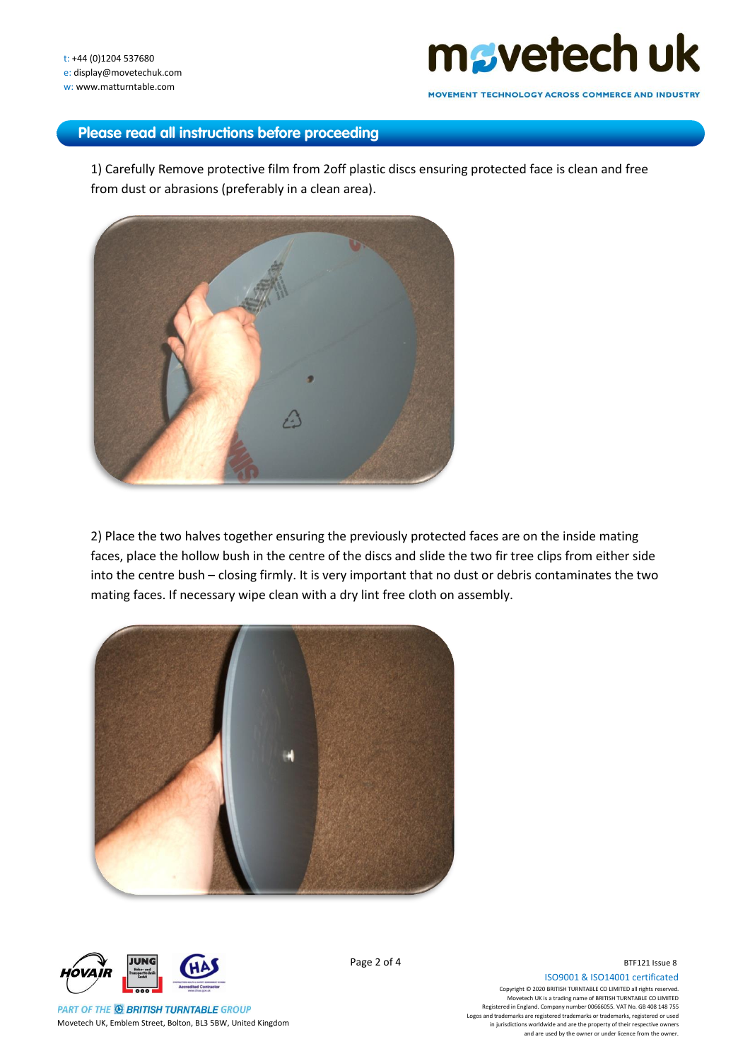## Please read all instructions before proceeding

1) Carefully Remove protective film from 2off plastic discs ensuring protected face is clean and free from dust or abrasions (preferably in a clean area).

2) Place the two halves together ensuring the previously protected faces are on the inside mating faces, place the hollow bush in the centre of the discs and slide the two fir tree clips from either side into the centre bush – closing firmly. It is very important that no dust or debris contaminates the two mating faces. If necessary wipe clean with a dry lint free cloth on assembly.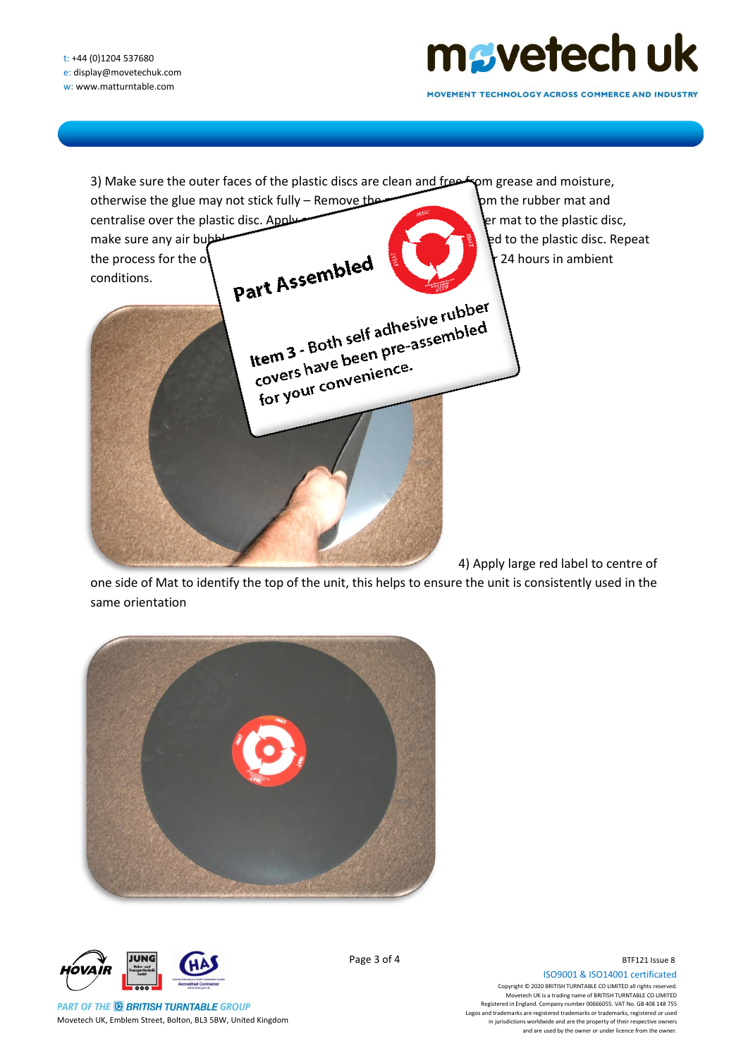3) Make sure the outer faces of the plastic discs are clean and free from grease and moisture, otherwise the glue may not stick fully – Remove the … om the rubber mat and centralise over the plastic disc. Apply … er mat to the plastic disc, make sure any air bubb… ed to the plastic disc. Repeat the process for the o… r 24 hours in ambient conditions.

**Part Assembled**

**Item 3** - Both self adhesive rubber covers have been pre-assembled for your convenience.

4) Apply large red label to centre of one side of Mat to identify the top of the unit, this helps to ensure the unit is consistently used in the same orientation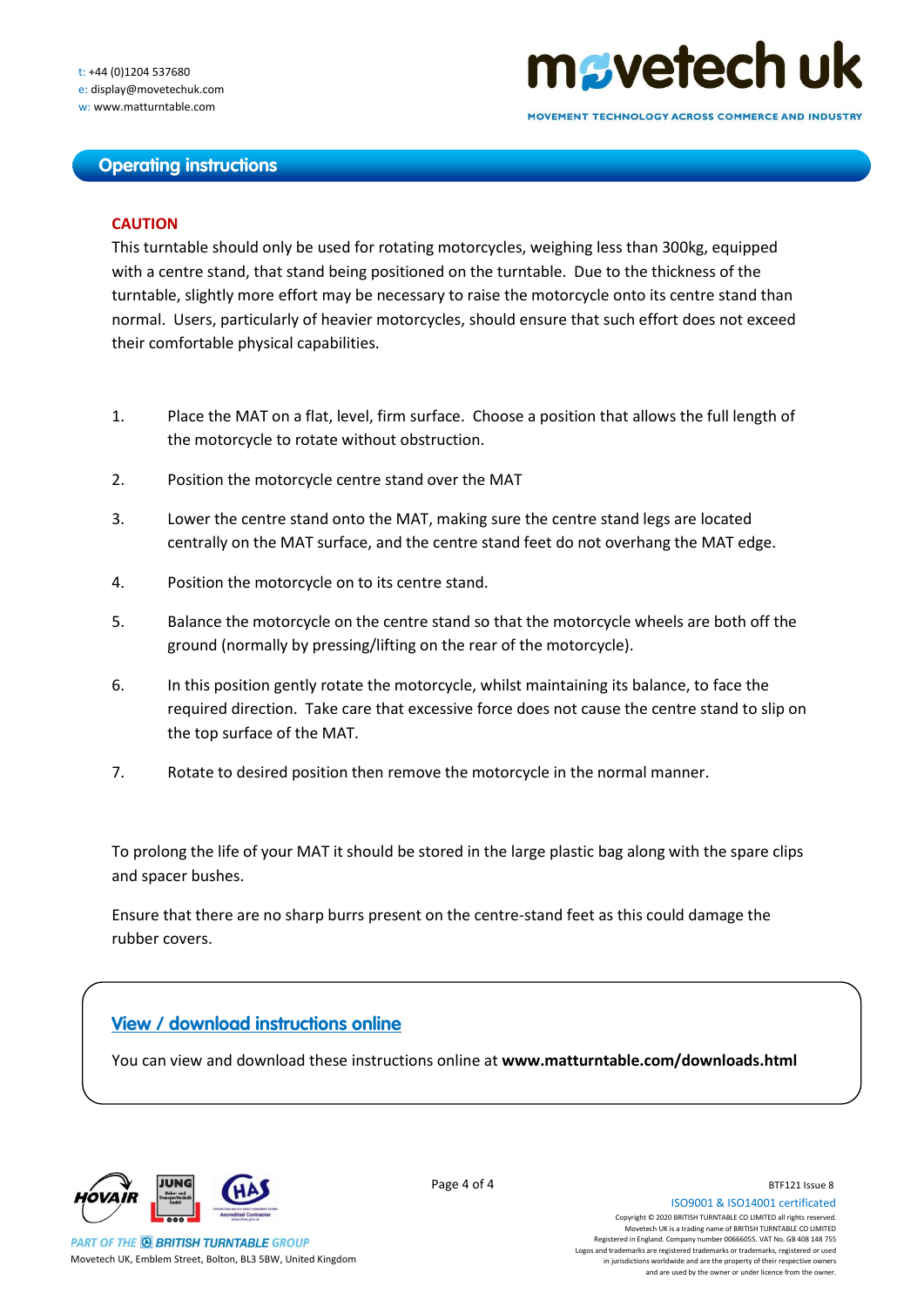t: +44 (0)1204 537680
e: display@movetechuk.com
w: www.matturntable.com

movetech uk

MOVEMENT TECHNOLOGY ACROSS COMMERCE AND INDUSTRY

## Operating instructions

**CAUTION**

This turntable should only be used for rotating motorcycles, weighing less than 300kg, equipped with a centre stand, that stand being positioned on the turntable. Due to the thickness of the turntable, slightly more effort may be necessary to raise the motorcycle onto its centre stand than normal. Users, particularly of heavier motorcycles, should ensure that such effort does not exceed their comfortable physical capabilities.

1. Place the MAT on a flat, level, firm surface. Choose a position that allows the full length of the motorcycle to rotate without obstruction.
2. Position the motorcycle centre stand over the MAT
3. Lower the centre stand onto the MAT, making sure the centre stand legs are located centrally on the MAT surface, and the centre stand feet do not overhang the MAT edge.
4. Position the motorcycle on to its centre stand.
5. Balance the motorcycle on the centre stand so that the motorcycle wheels are both off the ground (normally by pressing/lifting on the rear of the motorcycle).
6. In this position gently rotate the motorcycle, whilst maintaining its balance, to face the required direction. Take care that excessive force does not cause the centre stand to slip on the top surface of the MAT.
7. Rotate to desired position then remove the motorcycle in the normal manner.

To prolong the life of your MAT it should be stored in the large plastic bag along with the spare clips and spacer bushes.

Ensure that there are no sharp burrs present on the centre-stand feet as this could damage the rubber covers.

### View / download instructions online

You can view and download these instructions online at **www.matturntable.com/downloads.html**

PART OF THE BRITISH TURNTABLE GROUP
Movetech UK, Emblem Street, Bolton, BL3 5BW, United Kingdom

BTF121 Issue 8
ISO9001 & ISO14001 certificated
Copyright © 2020 BRITISH TURNTABLE CO LIMITED all rights reserved.
Movetech UK is a trading name of BRITISH TURNTABLE CO LIMITED
Registered in England. Company number 00666055. VAT No. GB 408 148 755
Logos and trademarks are registered trademarks or trademarks, registered or used in jurisdictions worldwide and are the property of their respective owners and are used by the owner or under licence from the owner.